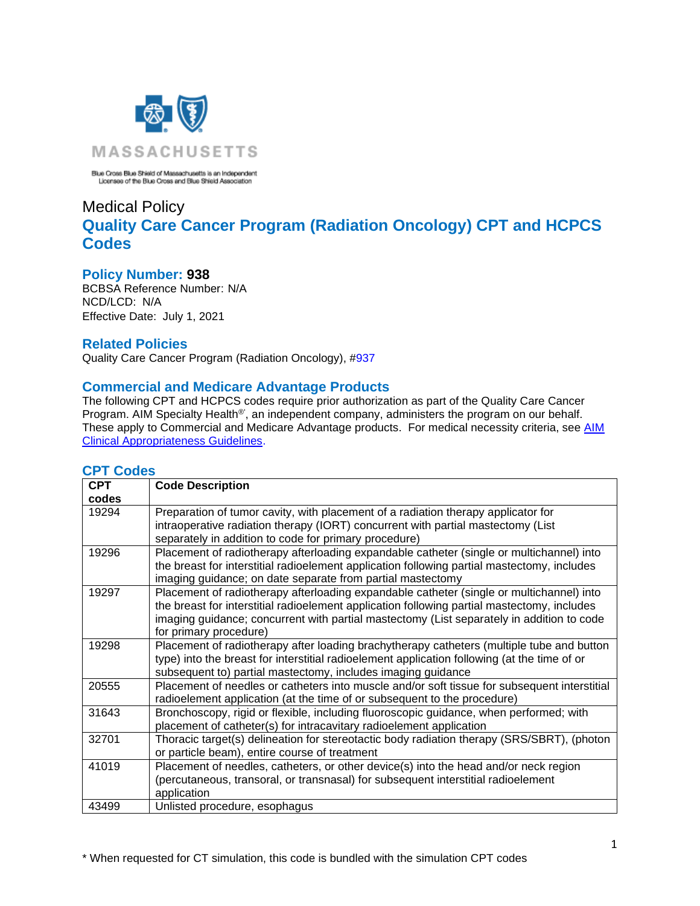MASSACHUSETTS

Blue Cross Blue Shield of Massachusetts is an Independent Licensee of the Blue Cross and Blue Shield Association

# Medical Policy

# Quality Care Cancer Program (Radiation Oncology) CPT and HCPCS Codes

## Policy Number: 938

BCBSA Reference Number: N/A
NCD/LCD: N/A
Effective Date: July 1, 2021

## Related Policies

Quality Care Cancer Program (Radiation Oncology), #937

## Commercial and Medicare Advantage Products

The following CPT and HCPCS codes require prior authorization as part of the Quality Care Cancer Program. AIM Specialty Health®, an independent company, administers the program on our behalf. These apply to Commercial and Medicare Advantage products. For medical necessity criteria, see AIM Clinical Appropriateness Guidelines.

## CPT Codes

| CPT codes | Code Description |
|---|---|
| 19294 | Preparation of tumor cavity, with placement of a radiation therapy applicator for intraoperative radiation therapy (IORT) concurrent with partial mastectomy (List separately in addition to code for primary procedure) |
| 19296 | Placement of radiotherapy afterloading expandable catheter (single or multichannel) into the breast for interstitial radioelement application following partial mastectomy, includes imaging guidance; on date separate from partial mastectomy |
| 19297 | Placement of radiotherapy afterloading expandable catheter (single or multichannel) into the breast for interstitial radioelement application following partial mastectomy, includes imaging guidance; concurrent with partial mastectomy (List separately in addition to code for primary procedure) |
| 19298 | Placement of radiotherapy after loading brachytherapy catheters (multiple tube and button type) into the breast for interstitial radioelement application following (at the time of or subsequent to) partial mastectomy, includes imaging guidance |
| 20555 | Placement of needles or catheters into muscle and/or soft tissue for subsequent interstitial radioelement application (at the time of or subsequent to the procedure) |
| 31643 | Bronchoscopy, rigid or flexible, including fluoroscopic guidance, when performed; with placement of catheter(s) for intracavitary radioelement application |
| 32701 | Thoracic target(s) delineation for stereotactic body radiation therapy (SRS/SBRT), (photon or particle beam), entire course of treatment |
| 41019 | Placement of needles, catheters, or other device(s) into the head and/or neck region (percutaneous, transoral, or transnasal) for subsequent interstitial radioelement application |
| 43499 | Unlisted procedure, esophagus |

* When requested for CT simulation, this code is bundled with the simulation CPT codes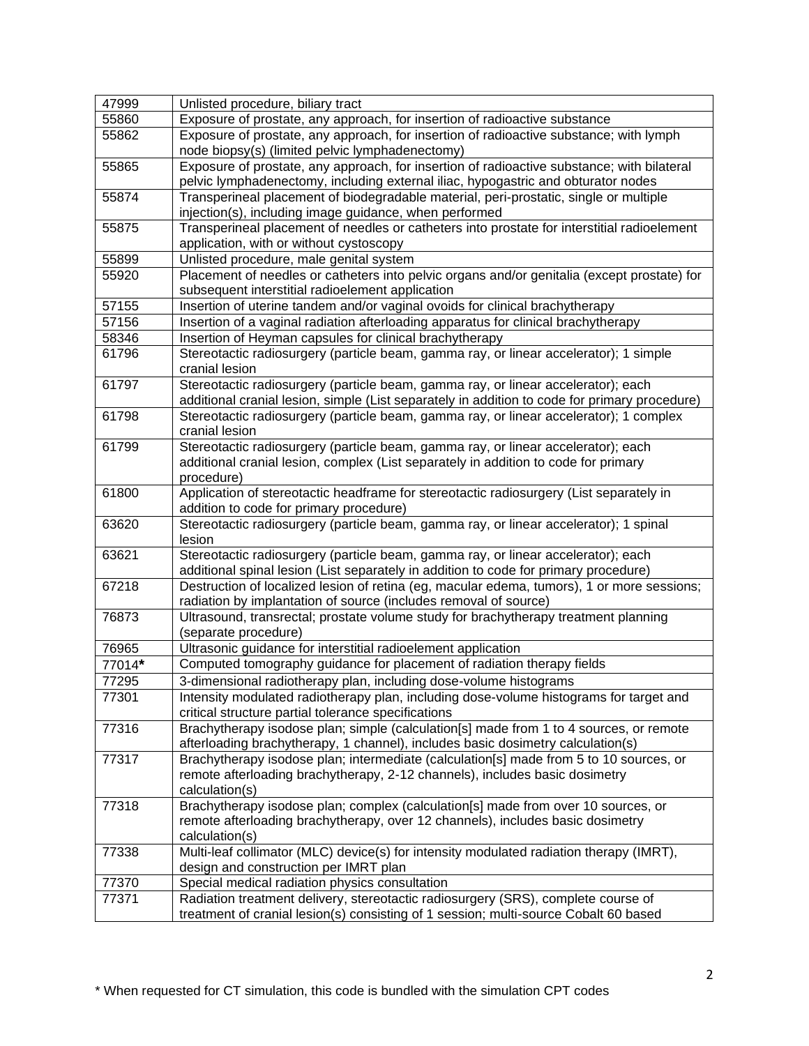| | |
|---|---|
| 47999 | Unlisted procedure, biliary tract |
| 55860 | Exposure of prostate, any approach, for insertion of radioactive substance |
| 55862 | Exposure of prostate, any approach, for insertion of radioactive substance; with lymph node biopsy(s) (limited pelvic lymphadenectomy) |
| 55865 | Exposure of prostate, any approach, for insertion of radioactive substance; with bilateral pelvic lymphadenectomy, including external iliac, hypogastric and obturator nodes |
| 55874 | Transperineal placement of biodegradable material, peri-prostatic, single or multiple injection(s), including image guidance, when performed |
| 55875 | Transperineal placement of needles or catheters into prostate for interstitial radioelement application, with or without cystoscopy |
| 55899 | Unlisted procedure, male genital system |
| 55920 | Placement of needles or catheters into pelvic organs and/or genitalia (except prostate) for subsequent interstitial radioelement application |
| 57155 | Insertion of uterine tandem and/or vaginal ovoids for clinical brachytherapy |
| 57156 | Insertion of a vaginal radiation afterloading apparatus for clinical brachytherapy |
| 58346 | Insertion of Heyman capsules for clinical brachytherapy |
| 61796 | Stereotactic radiosurgery (particle beam, gamma ray, or linear accelerator); 1 simple cranial lesion |
| 61797 | Stereotactic radiosurgery (particle beam, gamma ray, or linear accelerator); each additional cranial lesion, simple (List separately in addition to code for primary procedure) |
| 61798 | Stereotactic radiosurgery (particle beam, gamma ray, or linear accelerator); 1 complex cranial lesion |
| 61799 | Stereotactic radiosurgery (particle beam, gamma ray, or linear accelerator); each additional cranial lesion, complex (List separately in addition to code for primary procedure) |
| 61800 | Application of stereotactic headframe for stereotactic radiosurgery (List separately in addition to code for primary procedure) |
| 63620 | Stereotactic radiosurgery (particle beam, gamma ray, or linear accelerator); 1 spinal lesion |
| 63621 | Stereotactic radiosurgery (particle beam, gamma ray, or linear accelerator); each additional spinal lesion (List separately in addition to code for primary procedure) |
| 67218 | Destruction of localized lesion of retina (eg, macular edema, tumors), 1 or more sessions; radiation by implantation of source (includes removal of source) |
| 76873 | Ultrasound, transrectal; prostate volume study for brachytherapy treatment planning (separate procedure) |
| 76965 | Ultrasonic guidance for interstitial radioelement application |
| 77014**\*** | Computed tomography guidance for placement of radiation therapy fields |
| 77295 | 3-dimensional radiotherapy plan, including dose-volume histograms |
| 77301 | Intensity modulated radiotherapy plan, including dose-volume histograms for target and critical structure partial tolerance specifications |
| 77316 | Brachytherapy isodose plan; simple (calculation[s] made from 1 to 4 sources, or remote afterloading brachytherapy, 1 channel), includes basic dosimetry calculation(s) |
| 77317 | Brachytherapy isodose plan; intermediate (calculation[s] made from 5 to 10 sources, or remote afterloading brachytherapy, 2-12 channels), includes basic dosimetry calculation(s) |
| 77318 | Brachytherapy isodose plan; complex (calculation[s] made from over 10 sources, or remote afterloading brachytherapy, over 12 channels), includes basic dosimetry calculation(s) |
| 77338 | Multi-leaf collimator (MLC) device(s) for intensity modulated radiation therapy (IMRT), design and construction per IMRT plan |
| 77370 | Special medical radiation physics consultation |
| 77371 | Radiation treatment delivery, stereotactic radiosurgery (SRS), complete course of treatment of cranial lesion(s) consisting of 1 session; multi-source Cobalt 60 based |

\* When requested for CT simulation, this code is bundled with the simulation CPT codes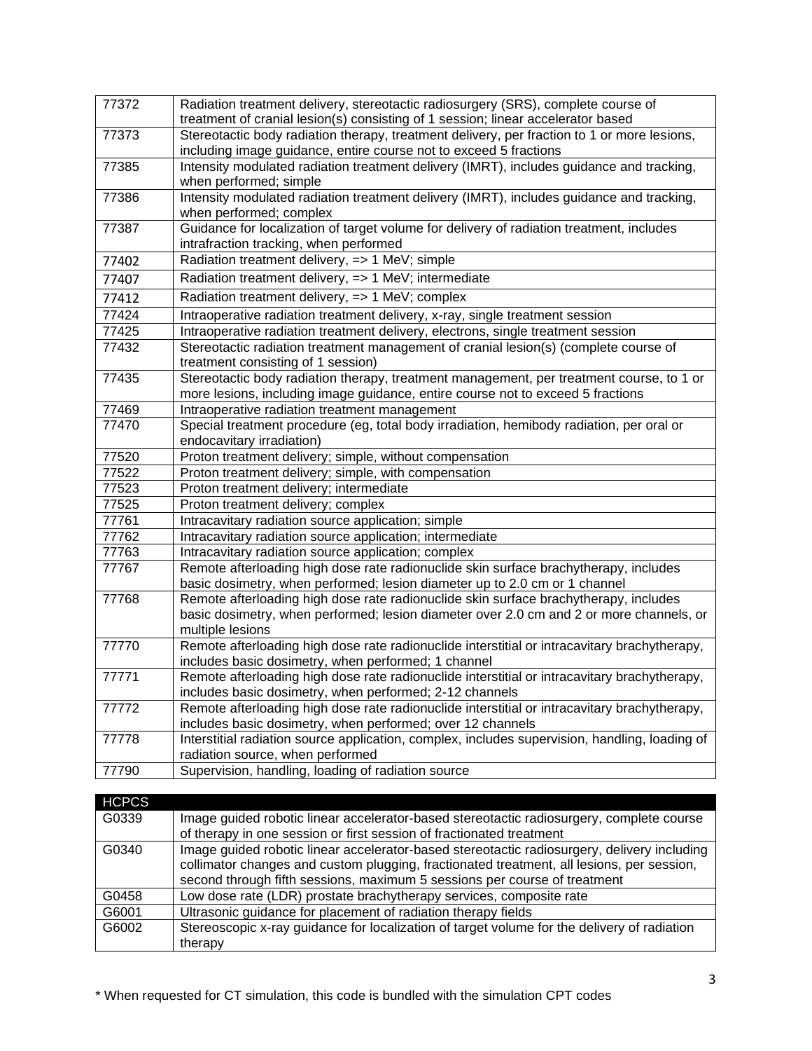| | |
|---|---|
| 77372 | Radiation treatment delivery, stereotactic radiosurgery (SRS), complete course of treatment of cranial lesion(s) consisting of 1 session; linear accelerator based |
| 77373 | Stereotactic body radiation therapy, treatment delivery, per fraction to 1 or more lesions, including image guidance, entire course not to exceed 5 fractions |
| 77385 | Intensity modulated radiation treatment delivery (IMRT), includes guidance and tracking, when performed; simple |
| 77386 | Intensity modulated radiation treatment delivery (IMRT), includes guidance and tracking, when performed; complex |
| 77387 | Guidance for localization of target volume for delivery of radiation treatment, includes intrafraction tracking, when performed |
| 77402 | Radiation treatment delivery, => 1 MeV; simple |
| 77407 | Radiation treatment delivery, => 1 MeV; intermediate |
| 77412 | Radiation treatment delivery, => 1 MeV; complex |
| 77424 | Intraoperative radiation treatment delivery, x-ray, single treatment session |
| 77425 | Intraoperative radiation treatment delivery, electrons, single treatment session |
| 77432 | Stereotactic radiation treatment management of cranial lesion(s) (complete course of treatment consisting of 1 session) |
| 77435 | Stereotactic body radiation therapy, treatment management, per treatment course, to 1 or more lesions, including image guidance, entire course not to exceed 5 fractions |
| 77469 | Intraoperative radiation treatment management |
| 77470 | Special treatment procedure (eg, total body irradiation, hemibody radiation, per oral or endocavitary irradiation) |
| 77520 | Proton treatment delivery; simple, without compensation |
| 77522 | Proton treatment delivery; simple, with compensation |
| 77523 | Proton treatment delivery; intermediate |
| 77525 | Proton treatment delivery; complex |
| 77761 | Intracavitary radiation source application; simple |
| 77762 | Intracavitary radiation source application; intermediate |
| 77763 | Intracavitary radiation source application; complex |
| 77767 | Remote afterloading high dose rate radionuclide skin surface brachytherapy, includes basic dosimetry, when performed; lesion diameter up to 2.0 cm or 1 channel |
| 77768 | Remote afterloading high dose rate radionuclide skin surface brachytherapy, includes basic dosimetry, when performed; lesion diameter over 2.0 cm and 2 or more channels, or multiple lesions |
| 77770 | Remote afterloading high dose rate radionuclide interstitial or intracavitary brachytherapy, includes basic dosimetry, when performed; 1 channel |
| 77771 | Remote afterloading high dose rate radionuclide interstitial or intracavitary brachytherapy, includes basic dosimetry, when performed; 2-12 channels |
| 77772 | Remote afterloading high dose rate radionuclide interstitial or intracavitary brachytherapy, includes basic dosimetry, when performed; over 12 channels |
| 77778 | Interstitial radiation source application, complex, includes supervision, handling, loading of radiation source, when performed |
| 77790 | Supervision, handling, loading of radiation source |

| HCPCS | |
|---|---|
| G0339 | Image guided robotic linear accelerator-based stereotactic radiosurgery, complete course of therapy in one session or first session of fractionated treatment |
| G0340 | Image guided robotic linear accelerator-based stereotactic radiosurgery, delivery including collimator changes and custom plugging, fractionated treatment, all lesions, per session, second through fifth sessions, maximum 5 sessions per course of treatment |
| G0458 | Low dose rate (LDR) prostate brachytherapy services, composite rate |
| G6001 | Ultrasonic guidance for placement of radiation therapy fields |
| G6002 | Stereoscopic x-ray guidance for localization of target volume for the delivery of radiation therapy |

* When requested for CT simulation, this code is bundled with the simulation CPT codes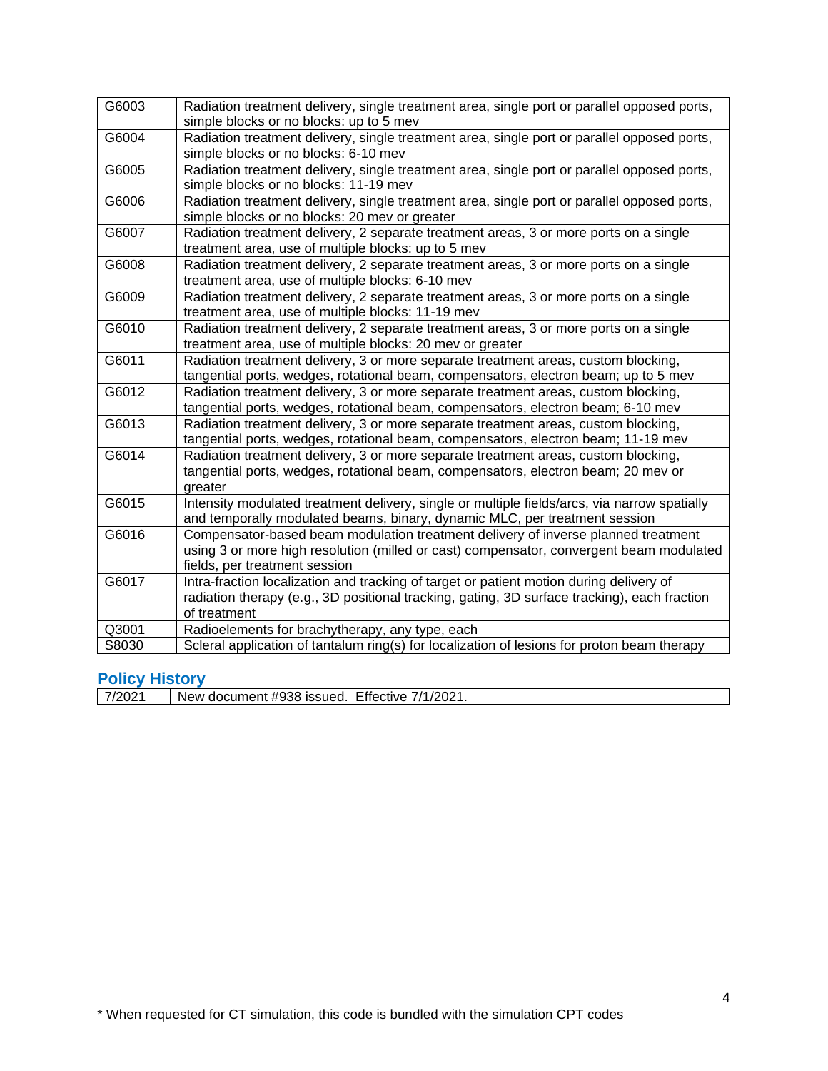| | |
|---|---|
| G6003 | Radiation treatment delivery, single treatment area, single port or parallel opposed ports, simple blocks or no blocks: up to 5 mev |
| G6004 | Radiation treatment delivery, single treatment area, single port or parallel opposed ports, simple blocks or no blocks: 6-10 mev |
| G6005 | Radiation treatment delivery, single treatment area, single port or parallel opposed ports, simple blocks or no blocks: 11-19 mev |
| G6006 | Radiation treatment delivery, single treatment area, single port or parallel opposed ports, simple blocks or no blocks: 20 mev or greater |
| G6007 | Radiation treatment delivery, 2 separate treatment areas, 3 or more ports on a single treatment area, use of multiple blocks: up to 5 mev |
| G6008 | Radiation treatment delivery, 2 separate treatment areas, 3 or more ports on a single treatment area, use of multiple blocks: 6-10 mev |
| G6009 | Radiation treatment delivery, 2 separate treatment areas, 3 or more ports on a single treatment area, use of multiple blocks: 11-19 mev |
| G6010 | Radiation treatment delivery, 2 separate treatment areas, 3 or more ports on a single treatment area, use of multiple blocks: 20 mev or greater |
| G6011 | Radiation treatment delivery, 3 or more separate treatment areas, custom blocking, tangential ports, wedges, rotational beam, compensators, electron beam; up to 5 mev |
| G6012 | Radiation treatment delivery, 3 or more separate treatment areas, custom blocking, tangential ports, wedges, rotational beam, compensators, electron beam; 6-10 mev |
| G6013 | Radiation treatment delivery, 3 or more separate treatment areas, custom blocking, tangential ports, wedges, rotational beam, compensators, electron beam; 11-19 mev |
| G6014 | Radiation treatment delivery, 3 or more separate treatment areas, custom blocking, tangential ports, wedges, rotational beam, compensators, electron beam; 20 mev or greater |
| G6015 | Intensity modulated treatment delivery, single or multiple fields/arcs, via narrow spatially and temporally modulated beams, binary, dynamic MLC, per treatment session |
| G6016 | Compensator-based beam modulation treatment delivery of inverse planned treatment using 3 or more high resolution (milled or cast) compensator, convergent beam modulated fields, per treatment session |
| G6017 | Intra-fraction localization and tracking of target or patient motion during delivery of radiation therapy (e.g., 3D positional tracking, gating, 3D surface tracking), each fraction of treatment |
| Q3001 | Radioelements for brachytherapy, any type, each |
| S8030 | Scleral application of tantalum ring(s) for localization of lesions for proton beam therapy |

## Policy History

| | |
|---|---|
| 7/2021 | New document #938 issued. Effective 7/1/2021. |

* When requested for CT simulation, this code is bundled with the simulation CPT codes